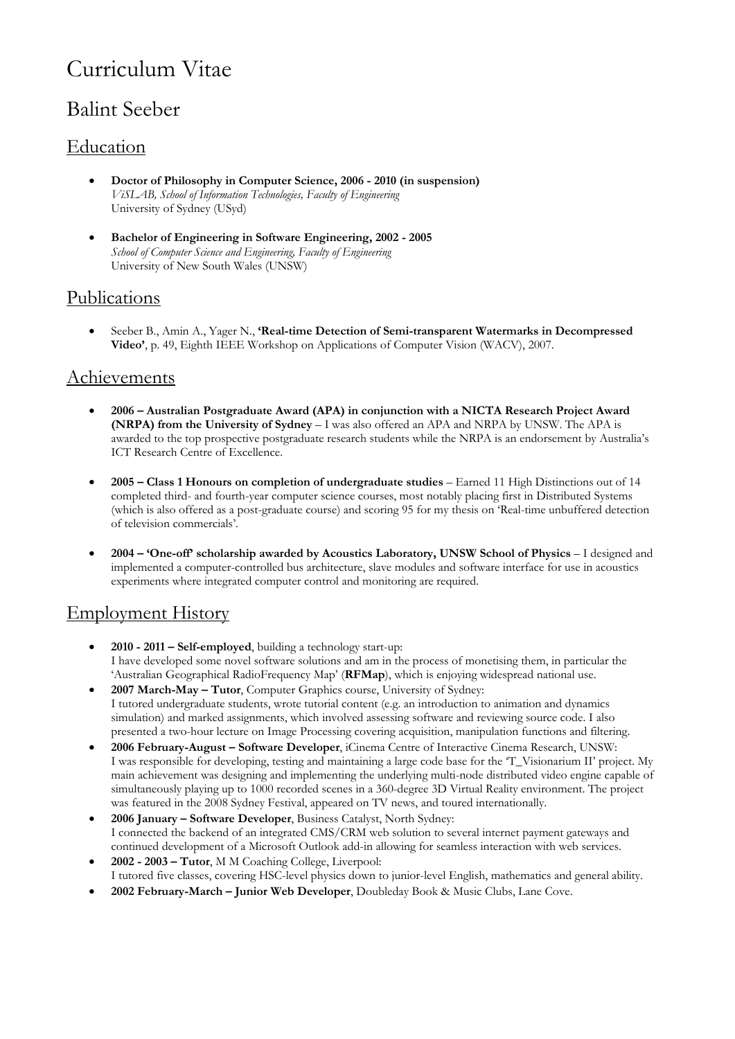# Curriculum Vitae

## Balint Seeber

### Education

- **Doctor of Philosophy in Computer Science, 2006 - 2010 (in suspension)**
  *ViSLAB, School of Information Technologies, Faculty of Engineering*
  University of Sydney (USyd)

- **Bachelor of Engineering in Software Engineering, 2002 - 2005**
  *School of Computer Science and Engineering, Faculty of Engineering*
  University of New South Wales (UNSW)

### Publications

- Seeber B., Amin A., Yager N., **'Real-time Detection of Semi-transparent Watermarks in Decompressed Video'**, p. 49, Eighth IEEE Workshop on Applications of Computer Vision (WACV), 2007.

### Achievements

- **2006 – Australian Postgraduate Award (APA) in conjunction with a NICTA Research Project Award (NRPA) from the University of Sydney** – I was also offered an APA and NRPA by UNSW. The APA is awarded to the top prospective postgraduate research students while the NRPA is an endorsement by Australia's ICT Research Centre of Excellence.

- **2005 – Class 1 Honours on completion of undergraduate studies** – Earned 11 High Distinctions out of 14 completed third- and fourth-year computer science courses, most notably placing first in Distributed Systems (which is also offered as a post-graduate course) and scoring 95 for my thesis on 'Real-time unbuffered detection of television commercials'.

- **2004 – 'One-off' scholarship awarded by Acoustics Laboratory, UNSW School of Physics** – I designed and implemented a computer-controlled bus architecture, slave modules and software interface for use in acoustics experiments where integrated computer control and monitoring are required.

### Employment History

- **2010 - 2011 – Self-employed**, building a technology start-up:
  I have developed some novel software solutions and am in the process of monetising them, in particular the 'Australian Geographical RadioFrequency Map' (**RFMap**), which is enjoying widespread national use.
- **2007 March-May – Tutor**, Computer Graphics course, University of Sydney:
  I tutored undergraduate students, wrote tutorial content (e.g. an introduction to animation and dynamics simulation) and marked assignments, which involved assessing software and reviewing source code. I also presented a two-hour lecture on Image Processing covering acquisition, manipulation functions and filtering.
- **2006 February-August – Software Developer**, iCinema Centre of Interactive Cinema Research, UNSW:
  I was responsible for developing, testing and maintaining a large code base for the 'T_Visionarium II' project. My main achievement was designing and implementing the underlying multi-node distributed video engine capable of simultaneously playing up to 1000 recorded scenes in a 360-degree 3D Virtual Reality environment. The project was featured in the 2008 Sydney Festival, appeared on TV news, and toured internationally.
- **2006 January – Software Developer**, Business Catalyst, North Sydney:
  I connected the backend of an integrated CMS/CRM web solution to several internet payment gateways and continued development of a Microsoft Outlook add-in allowing for seamless interaction with web services.
- **2002 - 2003 – Tutor**, M M Coaching College, Liverpool:
  I tutored five classes, covering HSC-level physics down to junior-level English, mathematics and general ability.
- **2002 February-March – Junior Web Developer**, Doubleday Book & Music Clubs, Lane Cove.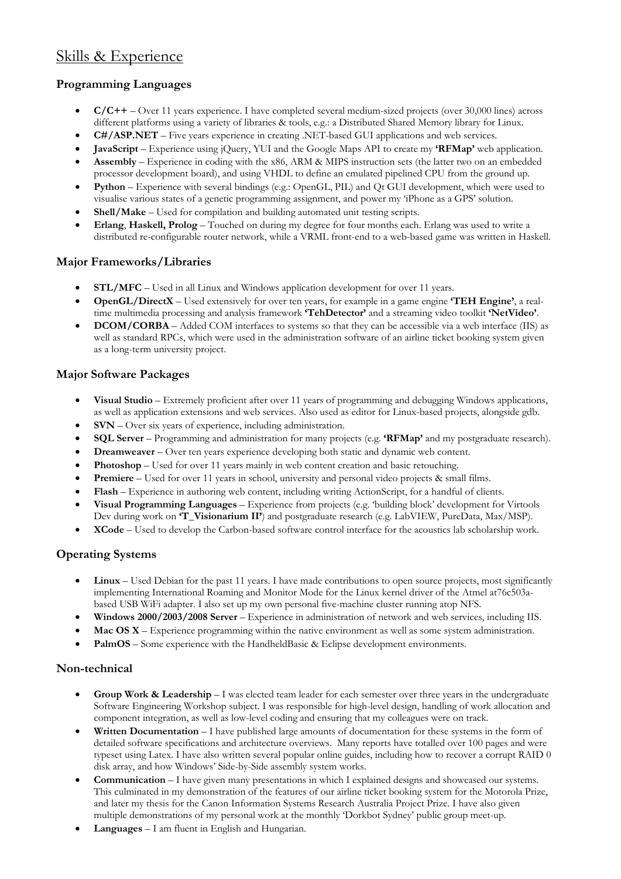# Skills & Experience

### Programming Languages

- **C/C++** – Over 11 years experience. I have completed several medium-sized projects (over 30,000 lines) across different platforms using a variety of libraries & tools, e.g.: a Distributed Shared Memory library for Linux.
- **C#/ASP.NET** – Five years experience in creating .NET-based GUI applications and web services.
- **JavaScript** – Experience using jQuery, YUI and the Google Maps API to create my **'RFMap'** web application.
- **Assembly** – Experience in coding with the x86, ARM & MIPS instruction sets (the latter two on an embedded processor development board), and using VHDL to define an emulated pipelined CPU from the ground up.
- **Python** – Experience with several bindings (e.g.: OpenGL, PIL) and Qt GUI development, which were used to visualise various states of a genetic programming assignment, and power my 'iPhone as a GPS' solution.
- **Shell/Make** – Used for compilation and building automated unit testing scripts.
- **Erlang**, **Haskell, Prolog** – Touched on during my degree for four months each. Erlang was used to write a distributed re-configurable router network, while a VRML front-end to a web-based game was written in Haskell.

### Major Frameworks/Libraries

- **STL/MFC** – Used in all Linux and Windows application development for over 11 years.
- **OpenGL/DirectX** – Used extensively for over ten years, for example in a game engine **'TEH Engine'**, a real-time multimedia processing and analysis framework **'TehDetector'** and a streaming video toolkit **'NetVideo'**.
- **DCOM/CORBA** – Added COM interfaces to systems so that they can be accessible via a web interface (IIS) as well as standard RPCs, which were used in the administration software of an airline ticket booking system given as a long-term university project.

### Major Software Packages

- **Visual Studio** – Extremely proficient after over 11 years of programming and debugging Windows applications, as well as application extensions and web services. Also used as editor for Linux-based projects, alongside gdb.
- **SVN** – Over six years of experience, including administration.
- **SQL Server** – Programming and administration for many projects (e.g. **'RFMap'** and my postgraduate research).
- **Dreamweaver** – Over ten years experience developing both static and dynamic web content.
- **Photoshop** – Used for over 11 years mainly in web content creation and basic retouching.
- **Premiere** – Used for over 11 years in school, university and personal video projects & small films.
- **Flash** – Experience in authoring web content, including writing ActionScript, for a handful of clients.
- **Visual Programming Languages** – Experience from projects (e.g. 'building block' development for Virtools Dev during work on **'T_Visionarium II'**) and postgraduate research (e.g. LabVIEW, PureData, Max/MSP).
- **XCode** – Used to develop the Carbon-based software control interface for the acoustics lab scholarship work.

### Operating Systems

- **Linux** – Used Debian for the past 11 years. I have made contributions to open source projects, most significantly implementing International Roaming and Monitor Mode for the Linux kernel driver of the Atmel at76c503a-based USB WiFi adapter. I also set up my own personal five-machine cluster running atop NFS.
- **Windows 2000/2003/2008 Server** – Experience in administration of network and web services, including IIS.
- **Mac OS X** – Experience programming within the native environment as well as some system administration.
- **PalmOS** – Some experience with the HandheldBasic & Eclipse development environments.

### Non-technical

- **Group Work & Leadership** – I was elected team leader for each semester over three years in the undergraduate Software Engineering Workshop subject. I was responsible for high-level design, handling of work allocation and component integration, as well as low-level coding and ensuring that my colleagues were on track.
- **Written Documentation** – I have published large amounts of documentation for these systems in the form of detailed software specifications and architecture overviews. Many reports have totalled over 100 pages and were typeset using Latex. I have also written several popular online guides, including how to recover a corrupt RAID 0 disk array, and how Windows' Side-by-Side assembly system works.
- **Communication** – I have given many presentations in which I explained designs and showcased our systems. This culminated in my demonstration of the features of our airline ticket booking system for the Motorola Prize, and later my thesis for the Canon Information Systems Research Australia Project Prize. I have also given multiple demonstrations of my personal work at the monthly 'Dorkbot Sydney' public group meet-up.
- **Languages** – I am fluent in English and Hungarian.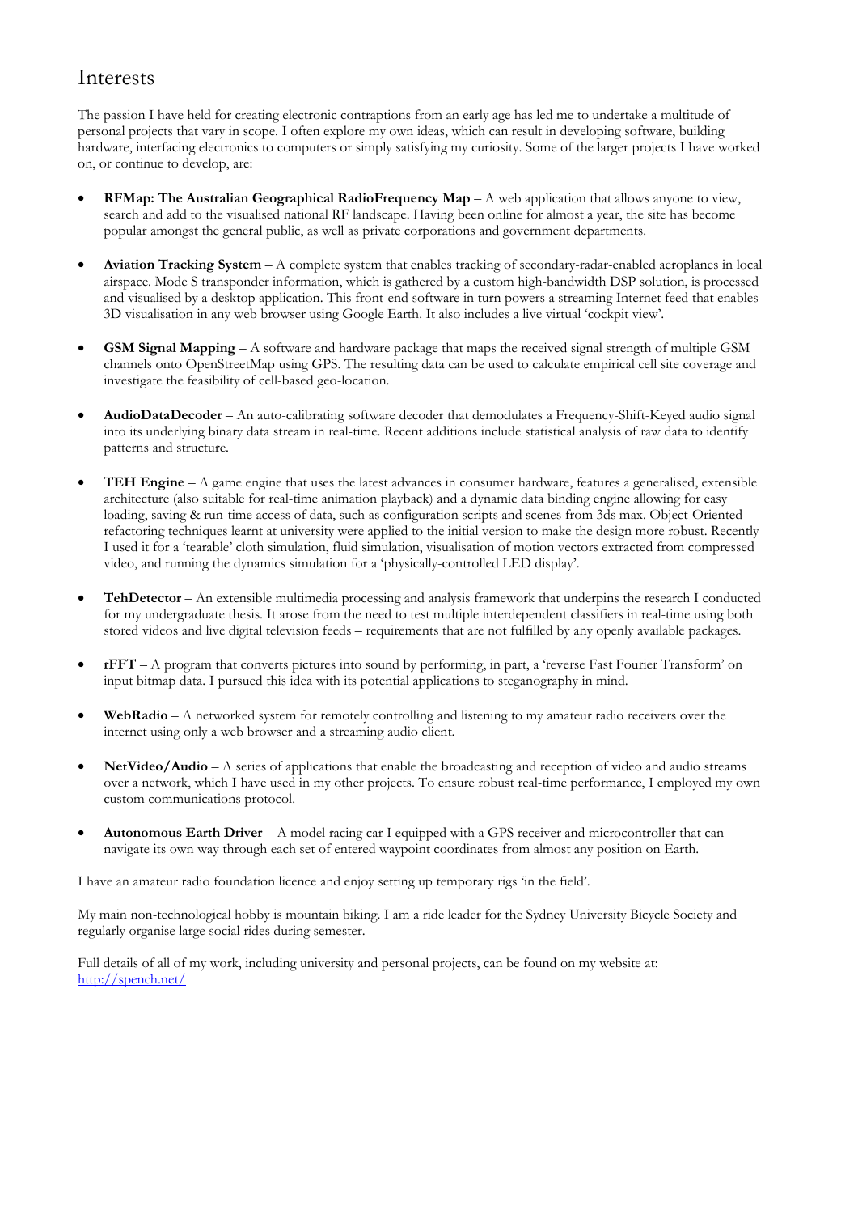## Interests

The passion I have held for creating electronic contraptions from an early age has led me to undertake a multitude of personal projects that vary in scope. I often explore my own ideas, which can result in developing software, building hardware, interfacing electronics to computers or simply satisfying my curiosity. Some of the larger projects I have worked on, or continue to develop, are:

- **RFMap: The Australian Geographical RadioFrequency Map** – A web application that allows anyone to view, search and add to the visualised national RF landscape. Having been online for almost a year, the site has become popular amongst the general public, as well as private corporations and government departments.

- **Aviation Tracking System** – A complete system that enables tracking of secondary-radar-enabled aeroplanes in local airspace. Mode S transponder information, which is gathered by a custom high-bandwidth DSP solution, is processed and visualised by a desktop application. This front-end software in turn powers a streaming Internet feed that enables 3D visualisation in any web browser using Google Earth. It also includes a live virtual 'cockpit view'.

- **GSM Signal Mapping** – A software and hardware package that maps the received signal strength of multiple GSM channels onto OpenStreetMap using GPS. The resulting data can be used to calculate empirical cell site coverage and investigate the feasibility of cell-based geo-location.

- **AudioDataDecoder** – An auto-calibrating software decoder that demodulates a Frequency-Shift-Keyed audio signal into its underlying binary data stream in real-time. Recent additions include statistical analysis of raw data to identify patterns and structure.

- **TEH Engine** – A game engine that uses the latest advances in consumer hardware, features a generalised, extensible architecture (also suitable for real-time animation playback) and a dynamic data binding engine allowing for easy loading, saving & run-time access of data, such as configuration scripts and scenes from 3ds max. Object-Oriented refactoring techniques learnt at university were applied to the initial version to make the design more robust. Recently I used it for a 'tearable' cloth simulation, fluid simulation, visualisation of motion vectors extracted from compressed video, and running the dynamics simulation for a 'physically-controlled LED display'.

- **TehDetector** – An extensible multimedia processing and analysis framework that underpins the research I conducted for my undergraduate thesis. It arose from the need to test multiple interdependent classifiers in real-time using both stored videos and live digital television feeds – requirements that are not fulfilled by any openly available packages.

- **rFFT** – A program that converts pictures into sound by performing, in part, a 'reverse Fast Fourier Transform' on input bitmap data. I pursued this idea with its potential applications to steganography in mind.

- **WebRadio** – A networked system for remotely controlling and listening to my amateur radio receivers over the internet using only a web browser and a streaming audio client.

- **NetVideo/Audio** – A series of applications that enable the broadcasting and reception of video and audio streams over a network, which I have used in my other projects. To ensure robust real-time performance, I employed my own custom communications protocol.

- **Autonomous Earth Driver** – A model racing car I equipped with a GPS receiver and microcontroller that can navigate its own way through each set of entered waypoint coordinates from almost any position on Earth.

I have an amateur radio foundation licence and enjoy setting up temporary rigs 'in the field'.

My main non-technological hobby is mountain biking. I am a ride leader for the Sydney University Bicycle Society and regularly organise large social rides during semester.

Full details of all of my work, including university and personal projects, can be found on my website at: [http://spench.net/](http://spench.net/)